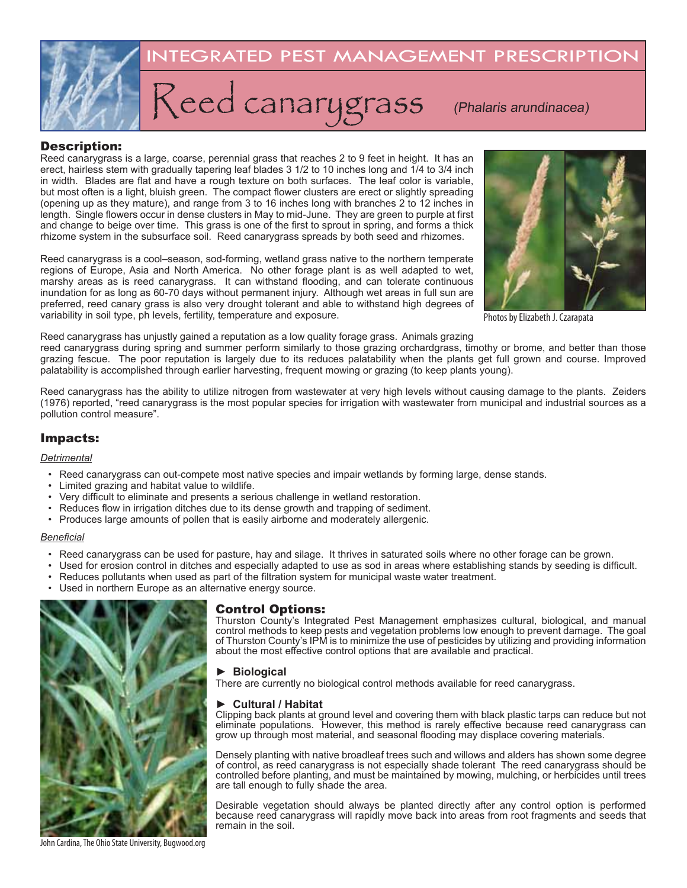# INTEGRATED PEST MANAGEMENT PRESCRIPTION

# Reed canarygrass *(Phalaris arundinacea)*

## Description:

Reed canarygrass is a large, coarse, perennial grass that reaches 2 to 9 feet in height. It has an erect, hairless stem with gradually tapering leaf blades 3 1/2 to 10 inches long and 1/4 to 3/4 inch in width. Blades are flat and have a rough texture on both surfaces. The leaf color is variable, but most often is a light, bluish green. The compact flower clusters are erect or slightly spreading (opening up as they mature), and range from 3 to 16 inches long with branches 2 to 12 inches in length. Single flowers occur in dense clusters in May to mid-June. They are green to purple at first and change to beige over time. This grass is one of the first to sprout in spring, and forms a thick rhizome system in the subsurface soil. Reed canarygrass spreads by both seed and rhizomes.

Reed canarygrass is a cool–season, sod-forming, wetland grass native to the northern temperate regions of Europe, Asia and North America. No other forage plant is as well adapted to wet, marshy areas as is reed canarygrass. It can withstand flooding, and can tolerate continuous inundation for as long as 60-70 days without permanent injury. Although wet areas in full sun are preferred, reed canary grass is also very drought tolerant and able to withstand high degrees of variability in soil type, ph levels, fertility, temperature and exposure.

Photos by Elizabeth J. Czarapata

Reed canarygrass has unjustly gained a reputation as a low quality forage grass. Animals grazing reed canarygrass during spring and summer perform similarly to those grazing orchardgrass, timothy or brome, and better than those grazing fescue. The poor reputation is largely due to its reduces palatability when the plants get full grown and course. Improved palatability is accomplished through earlier harvesting, frequent mowing or grazing (to keep plants young).

Reed canarygrass has the ability to utilize nitrogen from wastewater at very high levels without causing damage to the plants. Zeiders (1976) reported, "reed canarygrass is the most popular species for irrigation with wastewater from municipal and industrial sources as a pollution control measure".

## Impacts:

*Detrimental*

- Reed canarygrass can out-compete most native species and impair wetlands by forming large, dense stands.
- Limited grazing and habitat value to wildlife.
- Very difficult to eliminate and presents a serious challenge in wetland restoration.
- Reduces flow in irrigation ditches due to its dense growth and trapping of sediment.
- Produces large amounts of pollen that is easily airborne and moderately allergenic.

*Beneficial*

- Reed canarygrass can be used for pasture, hay and silage. It thrives in saturated soils where no other forage can be grown.
- Used for erosion control in ditches and especially adapted to use as sod in areas where establishing stands by seeding is difficult.
- Reduces pollutants when used as part of the filtration system for municipal waste water treatment.
- Used in northern Europe as an alternative energy source.

John Cardina, The Ohio State University, Bugwood.org

## Control Options:

Thurston County's Integrated Pest Management emphasizes cultural, biological, and manual control methods to keep pests and vegetation problems low enough to prevent damage. The goal of Thurston County's IPM is to minimize the use of pesticides by utilizing and providing information about the most effective control options that are available and practical.

### ► Biological

There are currently no biological control methods available for reed canarygrass.

### ► Cultural / Habitat

Clipping back plants at ground level and covering them with black plastic tarps can reduce but not eliminate populations. However, this method is rarely effective because reed canarygrass can grow up through most material, and seasonal flooding may displace covering materials.

Densely planting with native broadleaf trees such and willows and alders has shown some degree of control, as reed canarygrass is not especially shade tolerant The reed canarygrass should be controlled before planting, and must be maintained by mowing, mulching, or herbicides until trees are tall enough to fully shade the area.

Desirable vegetation should always be planted directly after any control option is performed because reed canarygrass will rapidly move back into areas from root fragments and seeds that remain in the soil.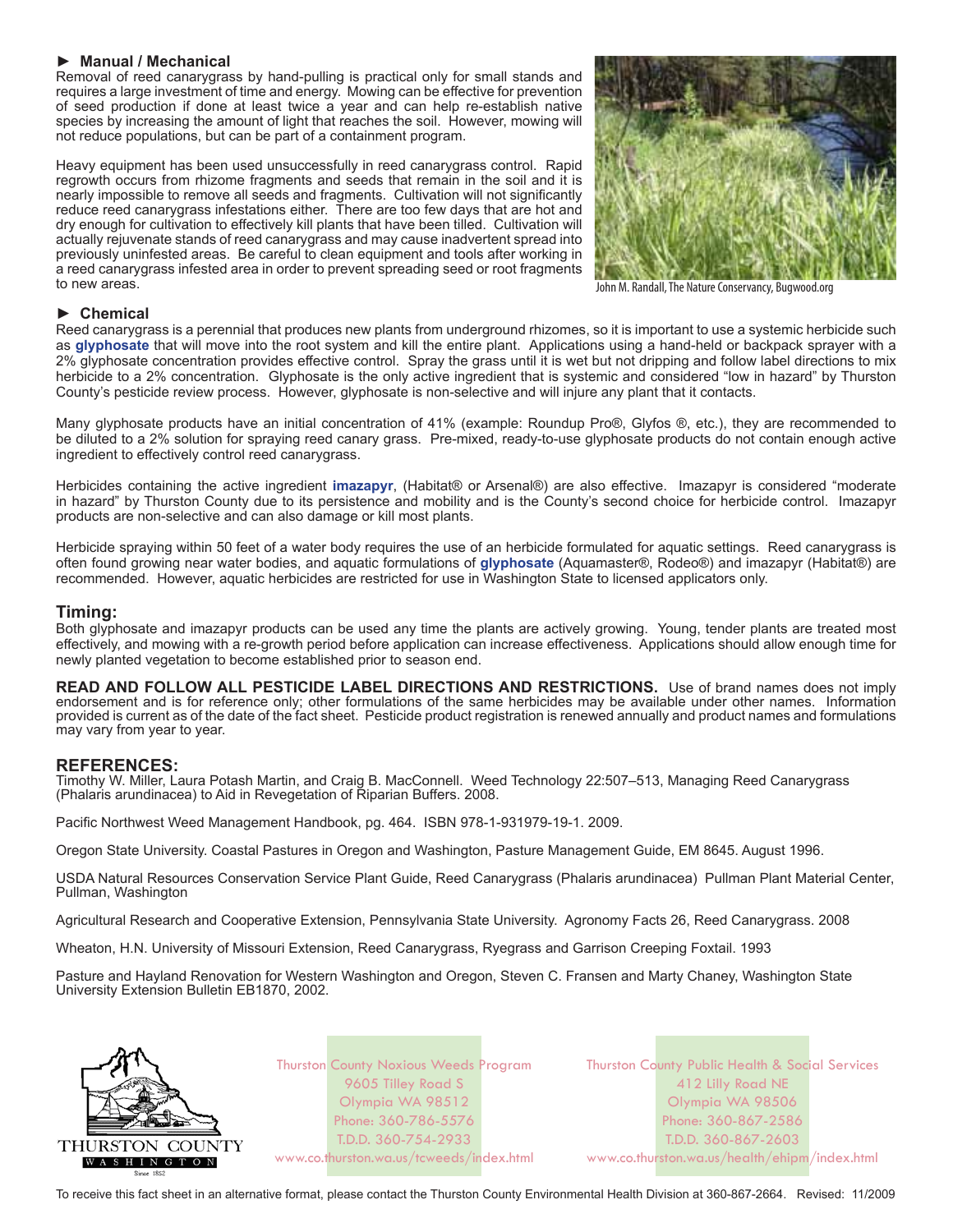### ► Manual / Mechanical

Removal of reed canarygrass by hand-pulling is practical only for small stands and requires a large investment of time and energy. Mowing can be effective for prevention of seed production if done at least twice a year and can help re-establish native species by increasing the amount of light that reaches the soil. However, mowing will not reduce populations, but can be part of a containment program.

Heavy equipment has been used unsuccessfully in reed canarygrass control. Rapid regrowth occurs from rhizome fragments and seeds that remain in the soil and it is nearly impossible to remove all seeds and fragments. Cultivation will not significantly reduce reed canarygrass infestations either. There are too few days that are hot and dry enough for cultivation to effectively kill plants that have been tilled. Cultivation will actually rejuvenate stands of reed canarygrass and may cause inadvertent spread into previously uninfested areas. Be careful to clean equipment and tools after working in a reed canarygrass infested area in order to prevent spreading seed or root fragments to new areas.

John M. Randall, The Nature Conservancy, Bugwood.org

### ► Chemical

Reed canarygrass is a perennial that produces new plants from underground rhizomes, so it is important to use a systemic herbicide such as **glyphosate** that will move into the root system and kill the entire plant. Applications using a hand-held or backpack sprayer with a 2% glyphosate concentration provides effective control. Spray the grass until it is wet but not dripping and follow label directions to mix herbicide to a 2% concentration. Glyphosate is the only active ingredient that is systemic and considered "low in hazard" by Thurston County's pesticide review process. However, glyphosate is non-selective and will injure any plant that it contacts.

Many glyphosate products have an initial concentration of 41% (example: Roundup Pro®, Glyfos ®, etc.), they are recommended to be diluted to a 2% solution for spraying reed canary grass. Pre-mixed, ready-to-use glyphosate products do not contain enough active ingredient to effectively control reed canarygrass.

Herbicides containing the active ingredient **imazapyr**, (Habitat® or Arsenal®) are also effective. Imazapyr is considered "moderate in hazard" by Thurston County due to its persistence and mobility and is the County's second choice for herbicide control. Imazapyr products are non-selective and can also damage or kill most plants.

Herbicide spraying within 50 feet of a water body requires the use of an herbicide formulated for aquatic settings. Reed canarygrass is often found growing near water bodies, and aquatic formulations of **glyphosate** (Aquamaster®, Rodeo®) and imazapyr (Habitat®) are recommended. However, aquatic herbicides are restricted for use in Washington State to licensed applicators only.

## Timing:

Both glyphosate and imazapyr products can be used any time the plants are actively growing. Young, tender plants are treated most effectively, and mowing with a re-growth period before application can increase effectiveness. Applications should allow enough time for newly planted vegetation to become established prior to season end.

**READ AND FOLLOW ALL PESTICIDE LABEL DIRECTIONS AND RESTRICTIONS.** Use of brand names does not imply endorsement and is for reference only; other formulations of the same herbicides may be available under other names. Information provided is current as of the date of the fact sheet. Pesticide product registration is renewed annually and product names and formulations may vary from year to year.

## REFERENCES:

Timothy W. Miller, Laura Potash Martin, and Craig B. MacConnell. Weed Technology 22:507–513, Managing Reed Canarygrass (Phalaris arundinacea) to Aid in Revegetation of Riparian Buffers. 2008.

Pacific Northwest Weed Management Handbook, pg. 464. ISBN 978-1-931979-19-1. 2009.

Oregon State University. Coastal Pastures in Oregon and Washington, Pasture Management Guide, EM 8645. August 1996.

USDA Natural Resources Conservation Service Plant Guide, Reed Canarygrass (Phalaris arundinacea) Pullman Plant Material Center, Pullman, Washington

Agricultural Research and Cooperative Extension, Pennsylvania State University. Agronomy Facts 26, Reed Canarygrass. 2008

Wheaton, H.N. University of Missouri Extension, Reed Canarygrass, Ryegrass and Garrison Creeping Foxtail. 1993

Pasture and Hayland Renovation for Western Washington and Oregon, Steven C. Fransen and Marty Chaney, Washington State University Extension Bulletin EB1870, 2002.

THURSTON COUNTY
WASHINGTON
Since 1852

Thurston County Noxious Weeds Program
9605 Tilley Road S
Olympia WA 98512
Phone: 360-786-5576
T.D.D. 360-754-2933
www.co.thurston.wa.us/tcweeds/index.html

Thurston County Public Health & Social Services
412 Lilly Road NE
Olympia WA 98506
Phone: 360-867-2586
T.D.D. 360-867-2603
www.co.thurston.wa.us/health/ehipm/index.html

To receive this fact sheet in an alternative format, please contact the Thurston County Environmental Health Division at 360-867-2664. Revised: 11/2009